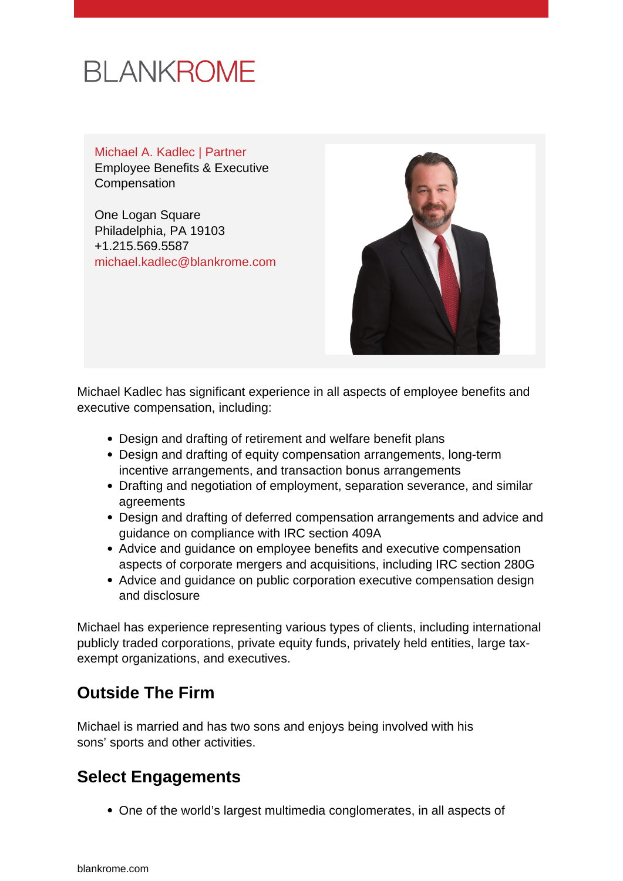BLANKROME

Michael A. Kadlec | Partner
Employee Benefits & Executive Compensation

One Logan Square
Philadelphia, PA 19103
+1.215.569.5587
michael.kadlec@blankrome.com

Michael Kadlec has significant experience in all aspects of employee benefits and executive compensation, including:

- Design and drafting of retirement and welfare benefit plans
- Design and drafting of equity compensation arrangements, long-term incentive arrangements, and transaction bonus arrangements
- Drafting and negotiation of employment, separation severance, and similar agreements
- Design and drafting of deferred compensation arrangements and advice and guidance on compliance with IRC section 409A
- Advice and guidance on employee benefits and executive compensation aspects of corporate mergers and acquisitions, including IRC section 280G
- Advice and guidance on public corporation executive compensation design and disclosure

Michael has experience representing various types of clients, including international publicly traded corporations, private equity funds, privately held entities, large tax-exempt organizations, and executives.

## Outside The Firm

Michael is married and has two sons and enjoys being involved with his sons' sports and other activities.

## Select Engagements

- One of the world's largest multimedia conglomerates, in all aspects of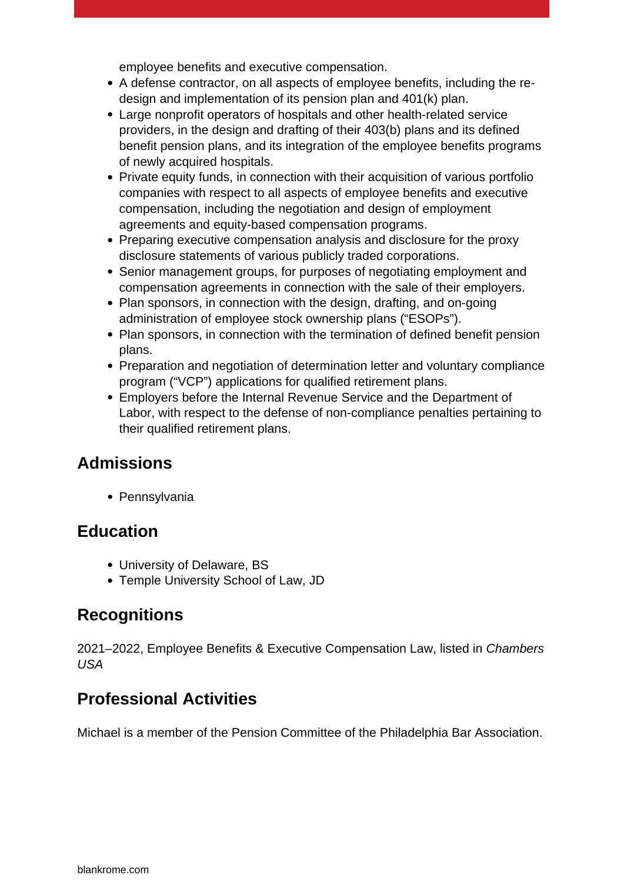employee benefits and executive compensation.

- A defense contractor, on all aspects of employee benefits, including the re-design and implementation of its pension plan and 401(k) plan.
- Large nonprofit operators of hospitals and other health-related service providers, in the design and drafting of their 403(b) plans and its defined benefit pension plans, and its integration of the employee benefits programs of newly acquired hospitals.
- Private equity funds, in connection with their acquisition of various portfolio companies with respect to all aspects of employee benefits and executive compensation, including the negotiation and design of employment agreements and equity-based compensation programs.
- Preparing executive compensation analysis and disclosure for the proxy disclosure statements of various publicly traded corporations.
- Senior management groups, for purposes of negotiating employment and compensation agreements in connection with the sale of their employers.
- Plan sponsors, in connection with the design, drafting, and on-going administration of employee stock ownership plans ("ESOPs").
- Plan sponsors, in connection with the termination of defined benefit pension plans.
- Preparation and negotiation of determination letter and voluntary compliance program ("VCP") applications for qualified retirement plans.
- Employers before the Internal Revenue Service and the Department of Labor, with respect to the defense of non-compliance penalties pertaining to their qualified retirement plans.

## Admissions

- Pennsylvania

## Education

- University of Delaware, BS
- Temple University School of Law, JD

## Recognitions

2021–2022, Employee Benefits & Executive Compensation Law, listed in *Chambers USA*

## Professional Activities

Michael is a member of the Pension Committee of the Philadelphia Bar Association.